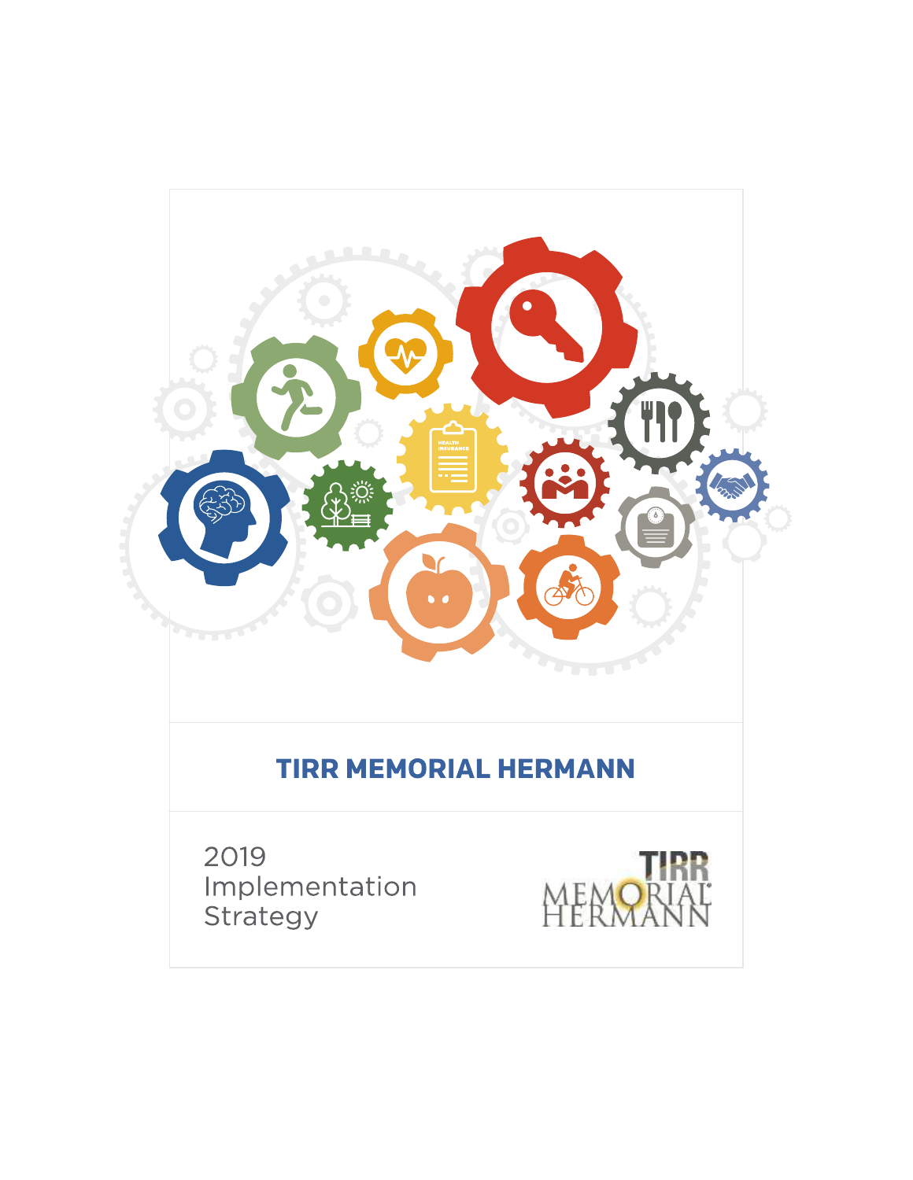# TIRR MEMORIAL HERMANN

2019
Implementation
Strategy

TIRR MEMORIAL HERMANN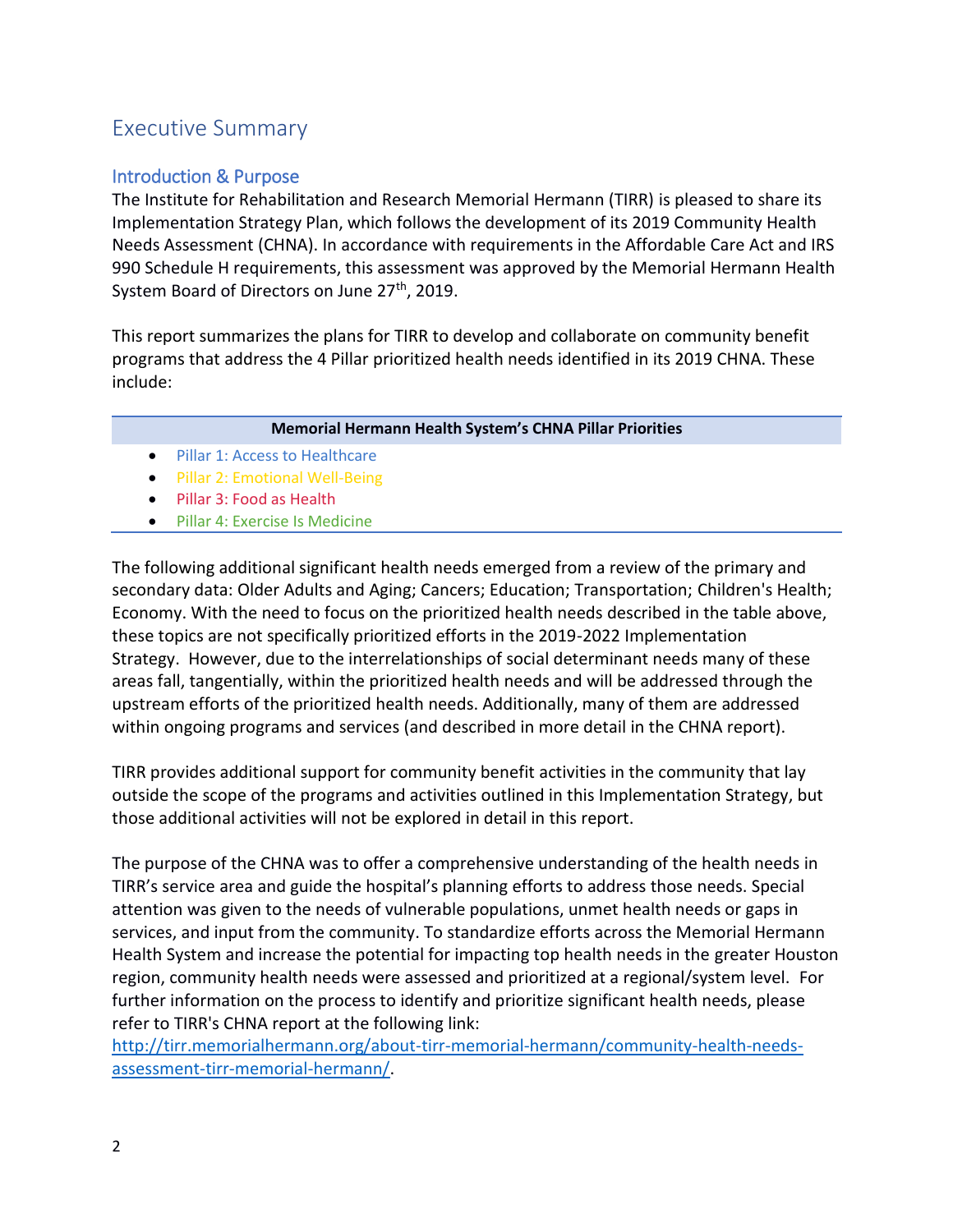# Executive Summary

## Introduction & Purpose

The Institute for Rehabilitation and Research Memorial Hermann (TIRR) is pleased to share its Implementation Strategy Plan, which follows the development of its 2019 Community Health Needs Assessment (CHNA). In accordance with requirements in the Affordable Care Act and IRS 990 Schedule H requirements, this assessment was approved by the Memorial Hermann Health System Board of Directors on June 27th, 2019.

This report summarizes the plans for TIRR to develop and collaborate on community benefit programs that address the 4 Pillar prioritized health needs identified in its 2019 CHNA. These include:

| Memorial Hermann Health System's CHNA Pillar Priorities |
| --- |
| • Pillar 1: Access to Healthcare<br>• Pillar 2: Emotional Well-Being<br>• Pillar 3: Food as Health<br>• Pillar 4: Exercise Is Medicine |

The following additional significant health needs emerged from a review of the primary and secondary data: Older Adults and Aging; Cancers; Education; Transportation; Children's Health; Economy. With the need to focus on the prioritized health needs described in the table above, these topics are not specifically prioritized efforts in the 2019-2022 Implementation Strategy. However, due to the interrelationships of social determinant needs many of these areas fall, tangentially, within the prioritized health needs and will be addressed through the upstream efforts of the prioritized health needs. Additionally, many of them are addressed within ongoing programs and services (and described in more detail in the CHNA report).

TIRR provides additional support for community benefit activities in the community that lay outside the scope of the programs and activities outlined in this Implementation Strategy, but those additional activities will not be explored in detail in this report.

The purpose of the CHNA was to offer a comprehensive understanding of the health needs in TIRR's service area and guide the hospital's planning efforts to address those needs. Special attention was given to the needs of vulnerable populations, unmet health needs or gaps in services, and input from the community. To standardize efforts across the Memorial Hermann Health System and increase the potential for impacting top health needs in the greater Houston region, community health needs were assessed and prioritized at a regional/system level. For further information on the process to identify and prioritize significant health needs, please refer to TIRR's CHNA report at the following link: [http://tirr.memorialhermann.org/about-tirr-memorial-hermann/community-health-needs-assessment-tirr-memorial-hermann/](http://tirr.memorialhermann.org/about-tirr-memorial-hermann/community-health-needs-assessment-tirr-memorial-hermann/).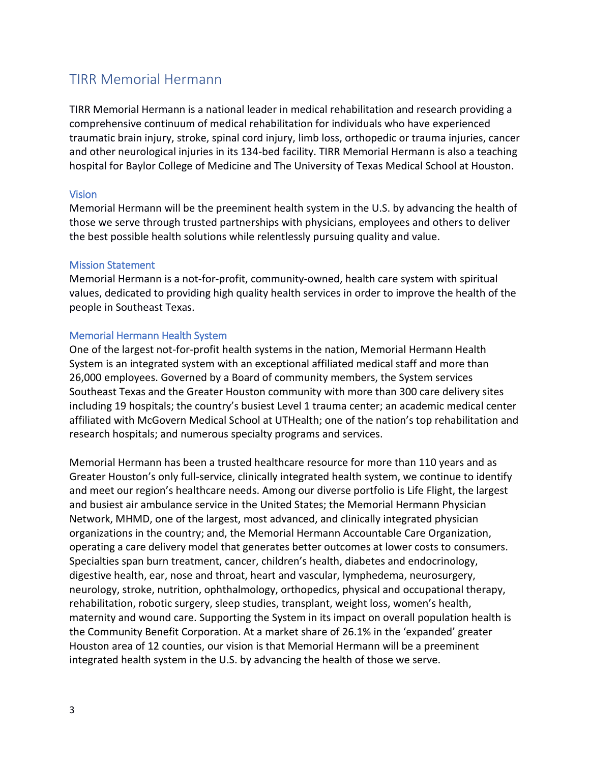# TIRR Memorial Hermann

TIRR Memorial Hermann is a national leader in medical rehabilitation and research providing a comprehensive continuum of medical rehabilitation for individuals who have experienced traumatic brain injury, stroke, spinal cord injury, limb loss, orthopedic or trauma injuries, cancer and other neurological injuries in its 134-bed facility. TIRR Memorial Hermann is also a teaching hospital for Baylor College of Medicine and The University of Texas Medical School at Houston.

## Vision

Memorial Hermann will be the preeminent health system in the U.S. by advancing the health of those we serve through trusted partnerships with physicians, employees and others to deliver the best possible health solutions while relentlessly pursuing quality and value.

## Mission Statement

Memorial Hermann is a not-for-profit, community-owned, health care system with spiritual values, dedicated to providing high quality health services in order to improve the health of the people in Southeast Texas.

## Memorial Hermann Health System

One of the largest not-for-profit health systems in the nation, Memorial Hermann Health System is an integrated system with an exceptional affiliated medical staff and more than 26,000 employees. Governed by a Board of community members, the System services Southeast Texas and the Greater Houston community with more than 300 care delivery sites including 19 hospitals; the country's busiest Level 1 trauma center; an academic medical center affiliated with McGovern Medical School at UTHealth; one of the nation's top rehabilitation and research hospitals; and numerous specialty programs and services.

Memorial Hermann has been a trusted healthcare resource for more than 110 years and as Greater Houston's only full-service, clinically integrated health system, we continue to identify and meet our region's healthcare needs. Among our diverse portfolio is Life Flight, the largest and busiest air ambulance service in the United States; the Memorial Hermann Physician Network, MHMD, one of the largest, most advanced, and clinically integrated physician organizations in the country; and, the Memorial Hermann Accountable Care Organization, operating a care delivery model that generates better outcomes at lower costs to consumers. Specialties span burn treatment, cancer, children's health, diabetes and endocrinology, digestive health, ear, nose and throat, heart and vascular, lymphedema, neurosurgery, neurology, stroke, nutrition, ophthalmology, orthopedics, physical and occupational therapy, rehabilitation, robotic surgery, sleep studies, transplant, weight loss, women's health, maternity and wound care. Supporting the System in its impact on overall population health is the Community Benefit Corporation. At a market share of 26.1% in the 'expanded' greater Houston area of 12 counties, our vision is that Memorial Hermann will be a preeminent integrated health system in the U.S. by advancing the health of those we serve.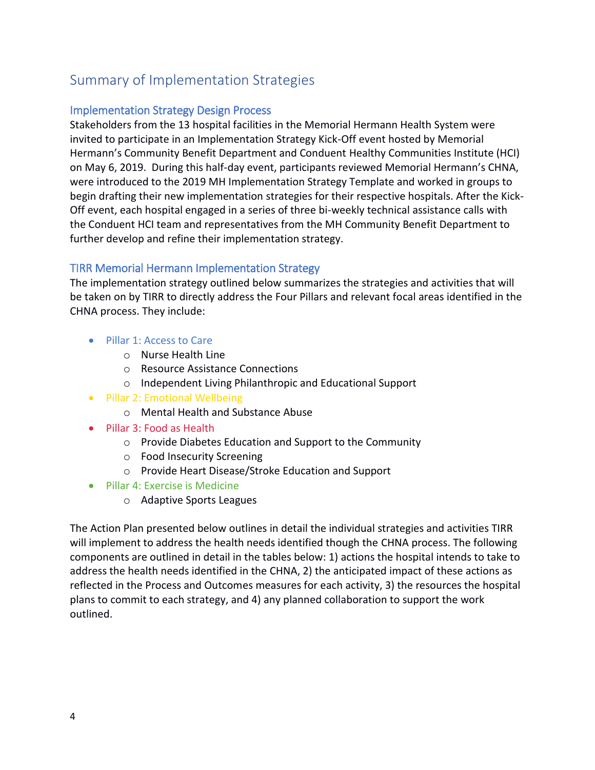## Summary of Implementation Strategies

### Implementation Strategy Design Process

Stakeholders from the 13 hospital facilities in the Memorial Hermann Health System were invited to participate in an Implementation Strategy Kick-Off event hosted by Memorial Hermann's Community Benefit Department and Conduent Healthy Communities Institute (HCI) on May 6, 2019. During this half-day event, participants reviewed Memorial Hermann's CHNA, were introduced to the 2019 MH Implementation Strategy Template and worked in groups to begin drafting their new implementation strategies for their respective hospitals. After the Kick-Off event, each hospital engaged in a series of three bi-weekly technical assistance calls with the Conduent HCI team and representatives from the MH Community Benefit Department to further develop and refine their implementation strategy.

### TIRR Memorial Hermann Implementation Strategy

The implementation strategy outlined below summarizes the strategies and activities that will be taken on by TIRR to directly address the Four Pillars and relevant focal areas identified in the CHNA process. They include:

- Pillar 1: Access to Care
  - Nurse Health Line
  - Resource Assistance Connections
  - Independent Living Philanthropic and Educational Support
- Pillar 2: Emotional Wellbeing
  - Mental Health and Substance Abuse
- Pillar 3: Food as Health
  - Provide Diabetes Education and Support to the Community
  - Food Insecurity Screening
  - Provide Heart Disease/Stroke Education and Support
- Pillar 4: Exercise is Medicine
  - Adaptive Sports Leagues

The Action Plan presented below outlines in detail the individual strategies and activities TIRR will implement to address the health needs identified though the CHNA process. The following components are outlined in detail in the tables below: 1) actions the hospital intends to take to address the health needs identified in the CHNA, 2) the anticipated impact of these actions as reflected in the Process and Outcomes measures for each activity, 3) the resources the hospital plans to commit to each strategy, and 4) any planned collaboration to support the work outlined.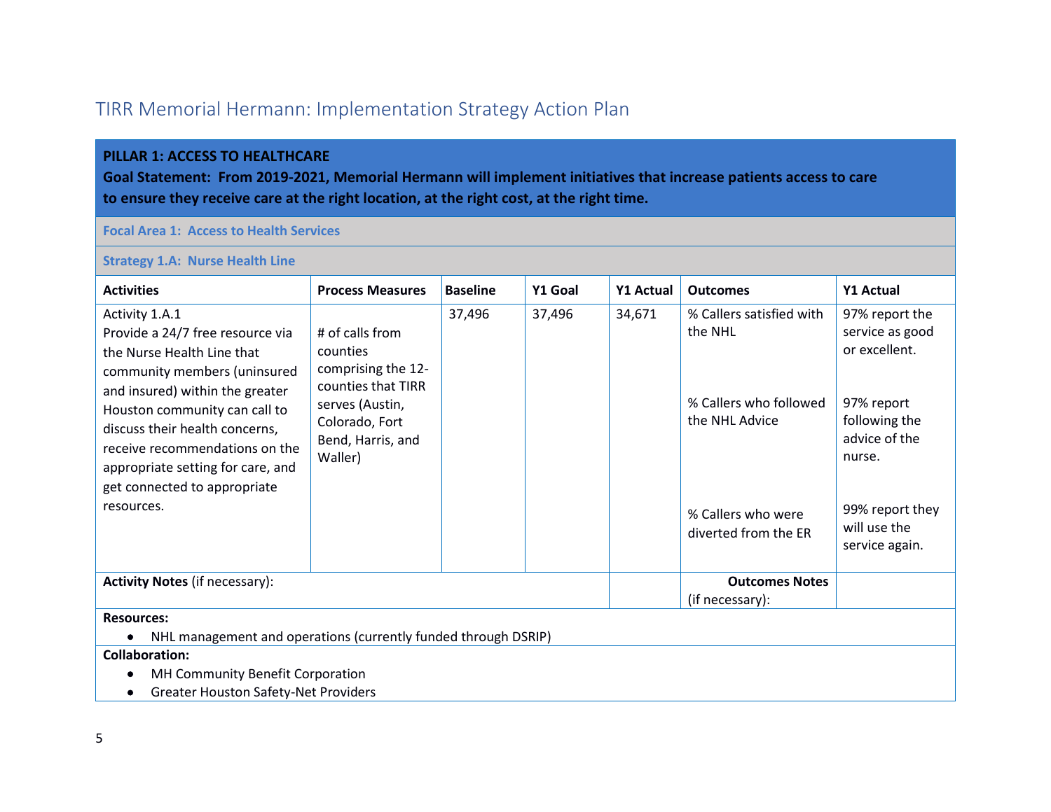# TIRR Memorial Hermann: Implementation Strategy Action Plan

**PILLAR 1: ACCESS TO HEALTHCARE**

**Goal Statement: From 2019-2021, Memorial Hermann will implement initiatives that increase patients access to care to ensure they receive care at the right location, at the right cost, at the right time.**

**Focal Area 1: Access to Health Services**

**Strategy 1.A: Nurse Health Line**

| Activities | Process Measures | Baseline | Y1 Goal | Y1 Actual | Outcomes | Y1 Actual |
|---|---|---|---|---|---|---|
| Activity 1.A.1 Provide a 24/7 free resource via the Nurse Health Line that community members (uninsured and insured) within the greater Houston community can call to discuss their health concerns, receive recommendations on the appropriate setting for care, and get connected to appropriate resources. | # of calls from counties comprising the 12-counties that TIRR serves (Austin, Colorado, Fort Bend, Harris, and Waller) | 37,496 | 37,496 | 34,671 | % Callers satisfied with the NHL<br><br>% Callers who followed the NHL Advice<br><br>% Callers who were diverted from the ER | 97% report the service as good or excellent.<br><br>97% report following the advice of the nurse.<br><br>99% report they will use the service again. |
| **Activity Notes** (if necessary): | | | | | **Outcomes Notes** (if necessary): | |

**Resources:**

- NHL management and operations (currently funded through DSRIP)

**Collaboration:**

- MH Community Benefit Corporation
- Greater Houston Safety-Net Providers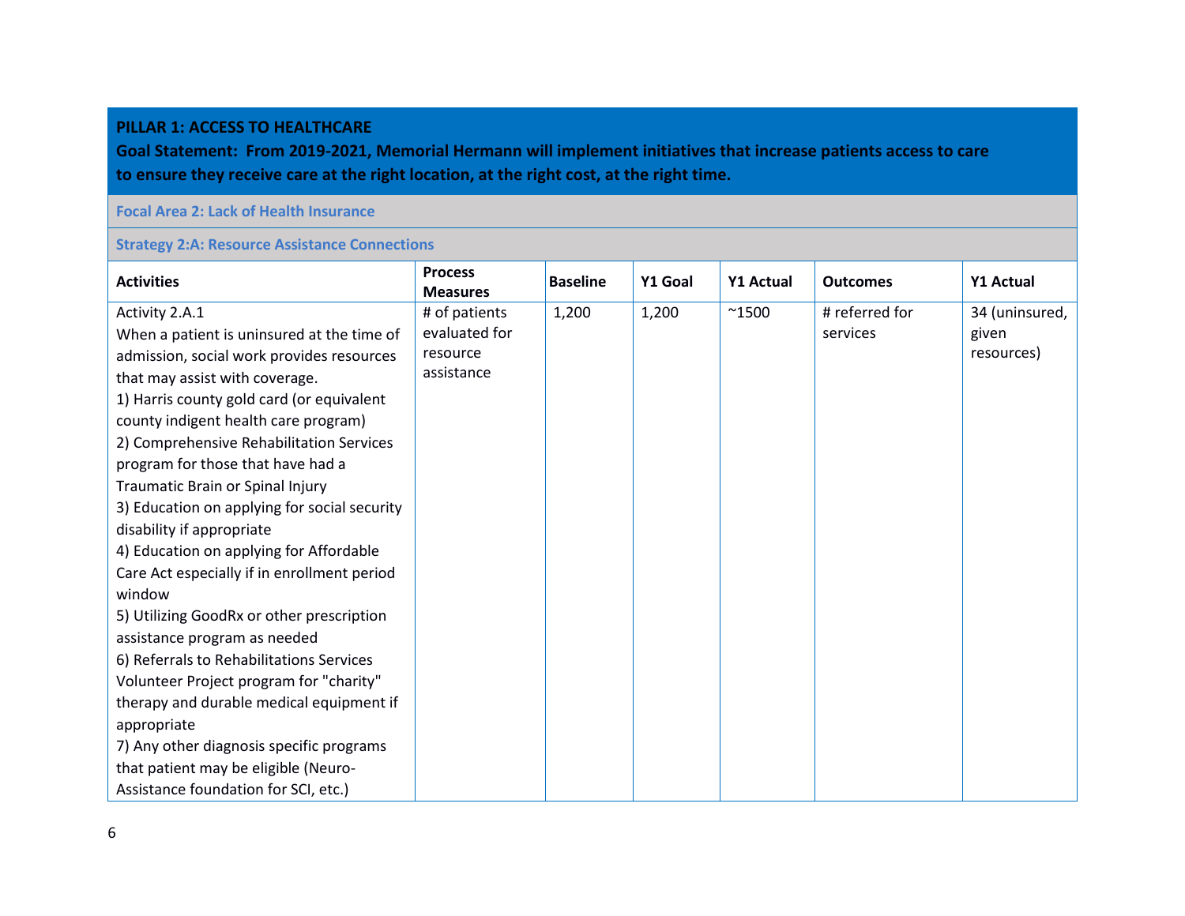**PILLAR 1: ACCESS TO HEALTHCARE**

**Goal Statement: From 2019-2021, Memorial Hermann will implement initiatives that increase patients access to care to ensure they receive care at the right location, at the right cost, at the right time.**

**Focal Area 2: Lack of Health Insurance**

**Strategy 2:A: Resource Assistance Connections**

| Activities | Process Measures | Baseline | Y1 Goal | Y1 Actual | Outcomes | Y1 Actual |
|---|---|---|---|---|---|---|
| Activity 2.A.1<br>When a patient is uninsured at the time of admission, social work provides resources that may assist with coverage.<br>1) Harris county gold card (or equivalent county indigent health care program)<br>2) Comprehensive Rehabilitation Services program for those that have had a Traumatic Brain or Spinal Injury<br>3) Education on applying for social security disability if appropriate<br>4) Education on applying for Affordable Care Act especially if in enrollment period window<br>5) Utilizing GoodRx or other prescription assistance program as needed<br>6) Referrals to Rehabilitations Services Volunteer Project program for "charity" therapy and durable medical equipment if appropriate<br>7) Any other diagnosis specific programs that patient may be eligible (Neuro-Assistance foundation for SCI, etc.) | # of patients evaluated for resource assistance | 1,200 | 1,200 | ~1500 | # referred for services | 34 (uninsured, given resources) |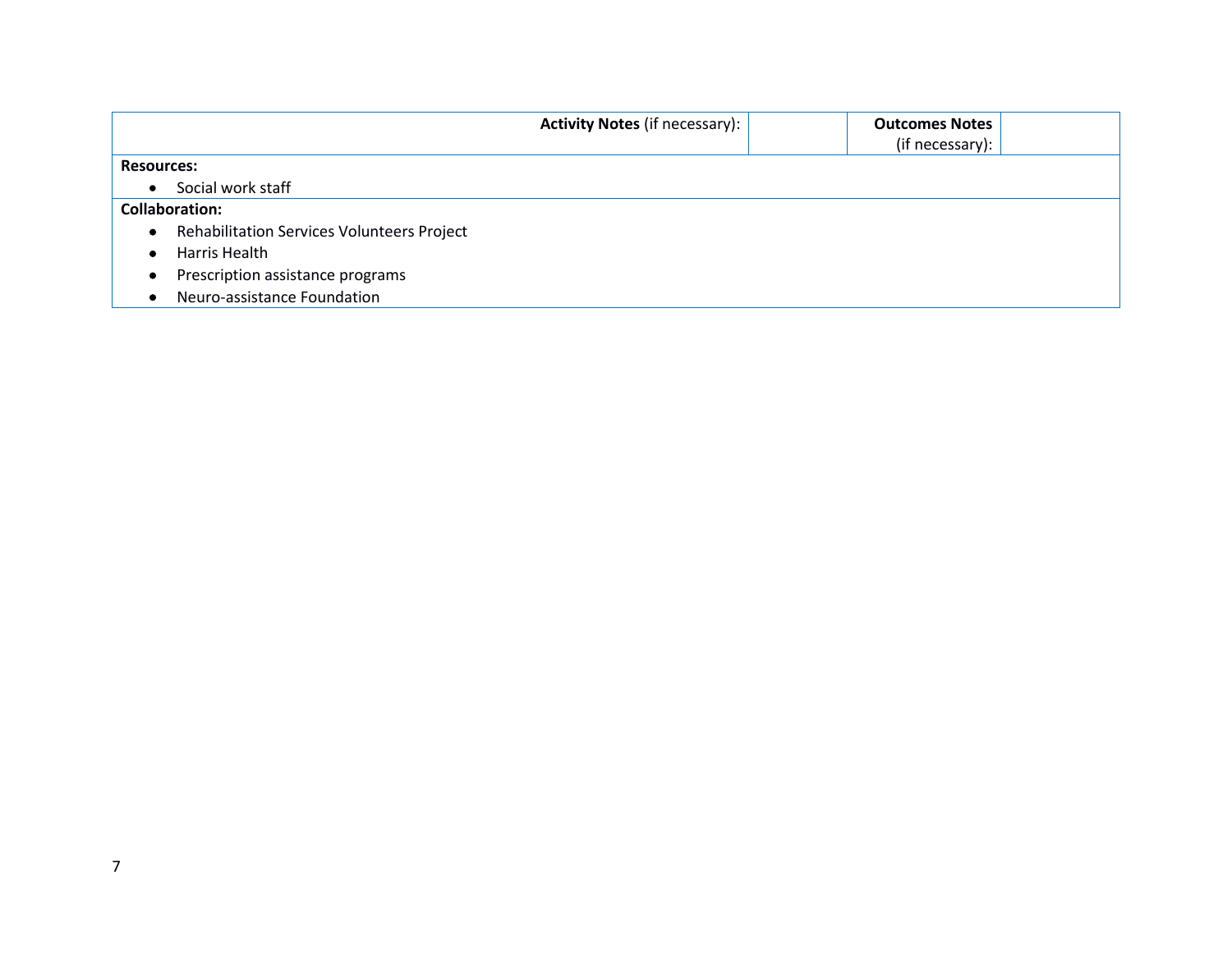| **Activity Notes** (if necessary): | | **Outcomes Notes** (if necessary): | |
|---|---|---|---|

**Resources:**

- Social work staff

**Collaboration:**

- Rehabilitation Services Volunteers Project
- Harris Health
- Prescription assistance programs
- Neuro-assistance Foundation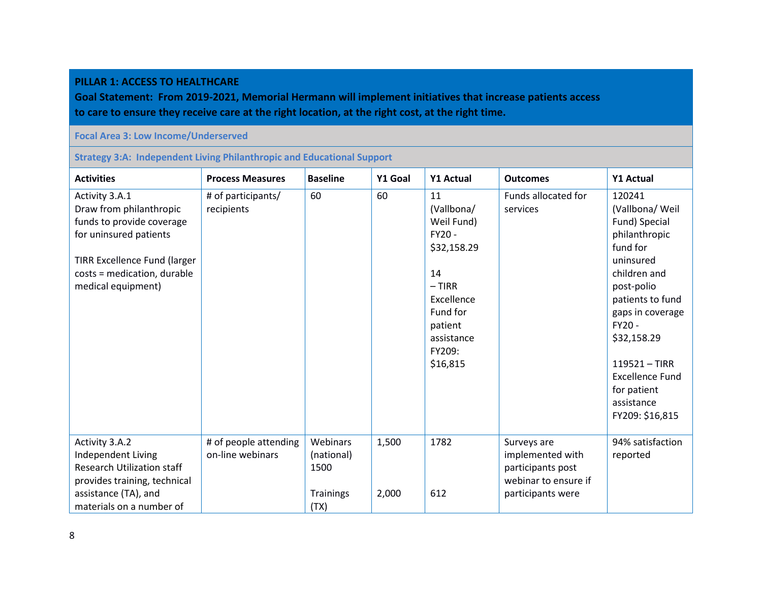**PILLAR 1: ACCESS TO HEALTHCARE**

**Goal Statement: From 2019-2021, Memorial Hermann will implement initiatives that increase patients access to care to ensure they receive care at the right location, at the right cost, at the right time.**

**Focal Area 3: Low Income/Underserved**

**Strategy 3:A: Independent Living Philanthropic and Educational Support**

| Activities | Process Measures | Baseline | Y1 Goal | Y1 Actual | Outcomes | Y1 Actual |
|---|---|---|---|---|---|---|
| Activity 3.A.1<br>Draw from philanthropic funds to provide coverage for uninsured patients<br><br>TIRR Excellence Fund (larger costs = medication, durable medical equipment) | # of participants/ recipients | 60 | 60 | 11 (Vallbona/ Weil Fund) FY20 - $32,158.29<br><br>14 – TIRR Excellence Fund for patient assistance FY209: $16,815 | Funds allocated for services | 120241 (Vallbona/ Weil Fund) Special philanthropic fund for uninsured children and post-polio patients to fund gaps in coverage FY20 - $32,158.29<br><br>119521 – TIRR Excellence Fund for patient assistance FY209: $16,815 |
| Activity 3.A.2<br>Independent Living Research Utilization staff provides training, technical assistance (TA), and materials on a number of | # of people attending on-line webinars | Webinars (national) 1500<br><br>Trainings (TX) | 1,500<br><br>2,000 | 1782<br><br>612 | Surveys are implemented with participants post webinar to ensure if participants were | 94% satisfaction reported |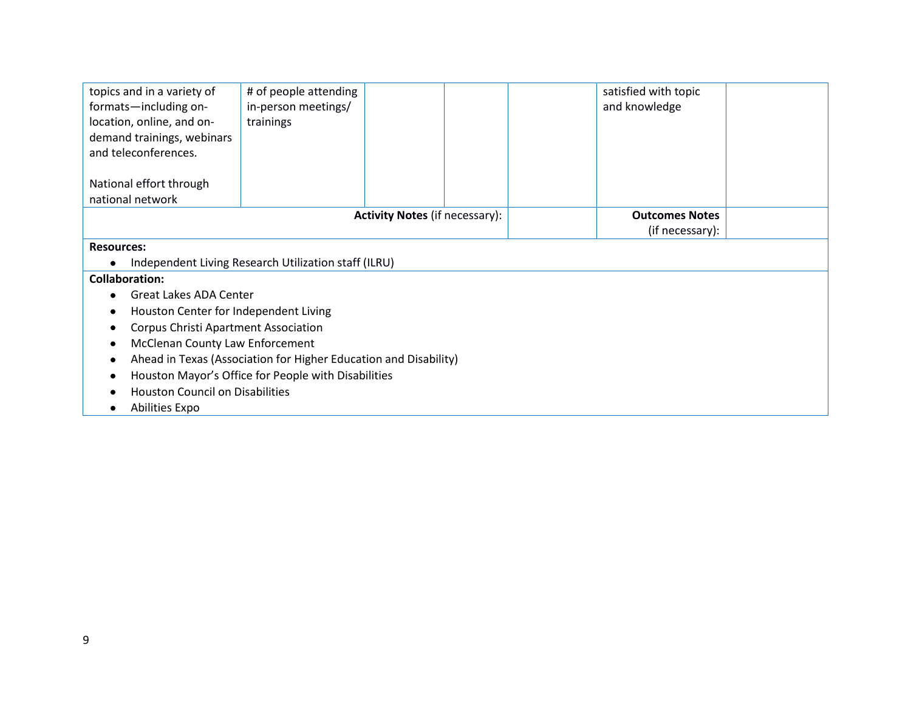| | | | | | | |
|---|---|---|---|---|---|---|
| topics and in a variety of formats—including on-location, online, and on-demand trainings, webinars and teleconferences.<br><br>National effort through national network | # of people attending in-person meetings/ trainings | | | | satisfied with topic and knowledge | |
| | | | **Activity Notes** (if necessary): | | **Outcomes Notes** (if necessary): | |

**Resources:**

- Independent Living Research Utilization staff (ILRU)

**Collaboration:**

- Great Lakes ADA Center
- Houston Center for Independent Living
- Corpus Christi Apartment Association
- McClenan County Law Enforcement
- Ahead in Texas (Association for Higher Education and Disability)
- Houston Mayor's Office for People with Disabilities
- Houston Council on Disabilities
- Abilities Expo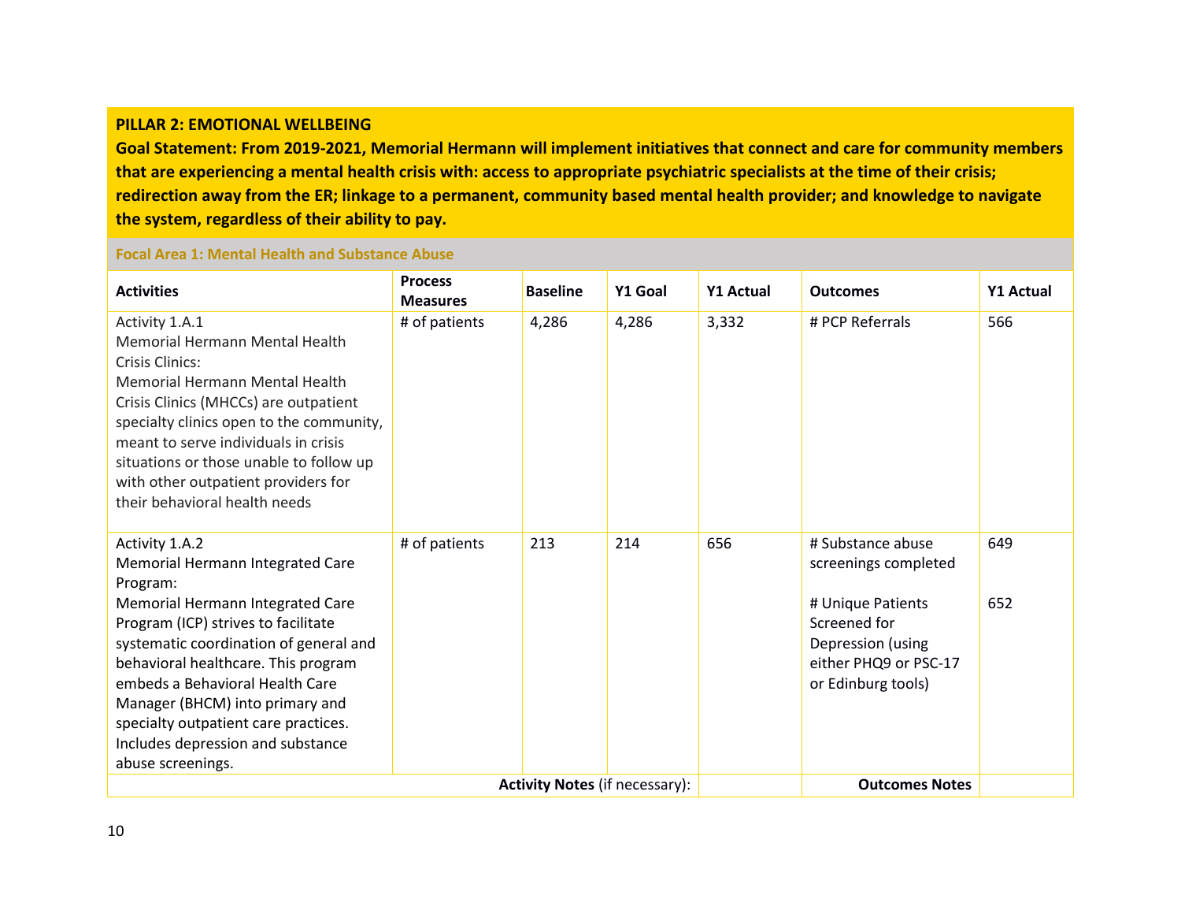**PILLAR 2: EMOTIONAL WELLBEING**

**Goal Statement: From 2019-2021, Memorial Hermann will implement initiatives that connect and care for community members that are experiencing a mental health crisis with: access to appropriate psychiatric specialists at the time of their crisis; redirection away from the ER; linkage to a permanent, community based mental health provider; and knowledge to navigate the system, regardless of their ability to pay.**

**Focal Area 1: Mental Health and Substance Abuse**

| Activities | Process Measures | Baseline | Y1 Goal | Y1 Actual | Outcomes | Y1 Actual |
|---|---|---|---|---|---|---|
| Activity 1.A.1<br>Memorial Hermann Mental Health Crisis Clinics:<br>Memorial Hermann Mental Health Crisis Clinics (MHCCs) are outpatient specialty clinics open to the community, meant to serve individuals in crisis situations or those unable to follow up with other outpatient providers for their behavioral health needs | # of patients | 4,286 | 4,286 | 3,332 | # PCP Referrals | 566 |
| Activity 1.A.2<br>Memorial Hermann Integrated Care Program:<br>Memorial Hermann Integrated Care Program (ICP) strives to facilitate systematic coordination of general and behavioral healthcare. This program embeds a Behavioral Health Care Manager (BHCM) into primary and specialty outpatient care practices. Includes depression and substance abuse screenings. | # of patients | 213 | 214 | 656 | # Substance abuse screenings completed<br><br># Unique Patients Screened for Depression (using either PHQ9 or PSC-17 or Edinburg tools) | 649<br><br>652 |
| | | | **Activity Notes** (if necessary): | | **Outcomes Notes** | |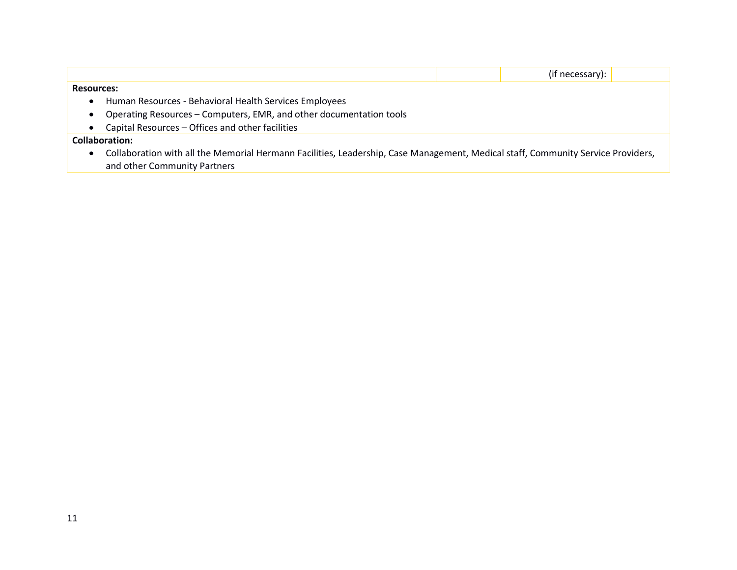| | | (if necessary): | |
|---|---|---|---|

**Resources:**

- Human Resources - Behavioral Health Services Employees
- Operating Resources – Computers, EMR, and other documentation tools
- Capital Resources – Offices and other facilities

**Collaboration:**

- Collaboration with all the Memorial Hermann Facilities, Leadership, Case Management, Medical staff, Community Service Providers, and other Community Partners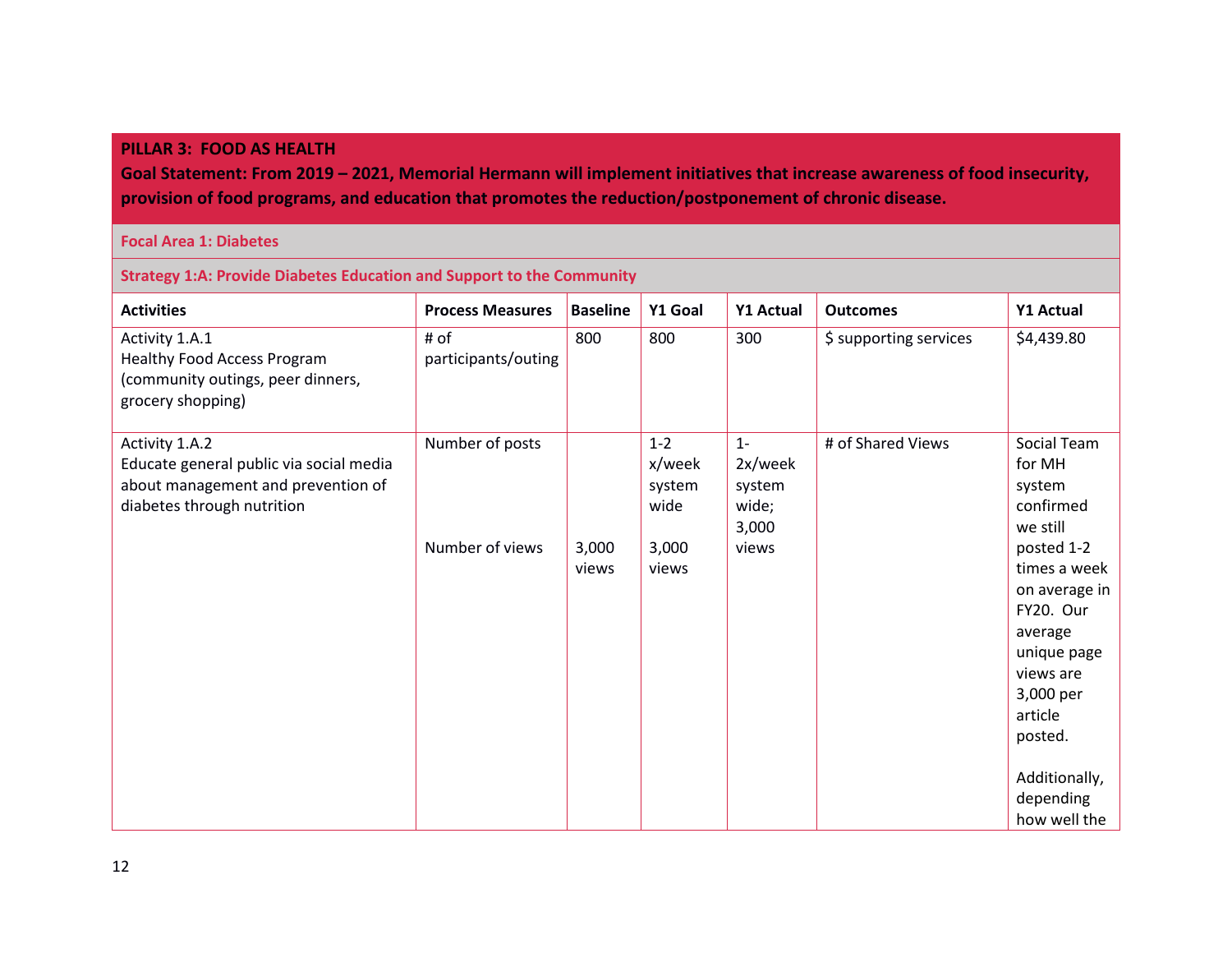**PILLAR 3: FOOD AS HEALTH**

**Goal Statement: From 2019 – 2021, Memorial Hermann will implement initiatives that increase awareness of food insecurity, provision of food programs, and education that promotes the reduction/postponement of chronic disease.**

**Focal Area 1: Diabetes**

**Strategy 1:A: Provide Diabetes Education and Support to the Community**

| Activities | Process Measures | Baseline | Y1 Goal | Y1 Actual | Outcomes | Y1 Actual |
|---|---|---|---|---|---|---|
| Activity 1.A.1<br>Healthy Food Access Program (community outings, peer dinners, grocery shopping) | # of participants/outing | 800 | 800 | 300 | $ supporting services | $4,439.80 |
| Activity 1.A.2<br>Educate general public via social media about management and prevention of diabetes through nutrition | Number of posts<br><br>Number of views | <br><br>3,000 views | 1-2 x/week system wide<br><br>3,000 views | 1-2x/week system wide; 3,000 views | # of Shared Views | Social Team for MH system confirmed we still posted 1-2 times a week on average in FY20. Our average unique page views are 3,000 per article posted.<br><br>Additionally, depending how well the |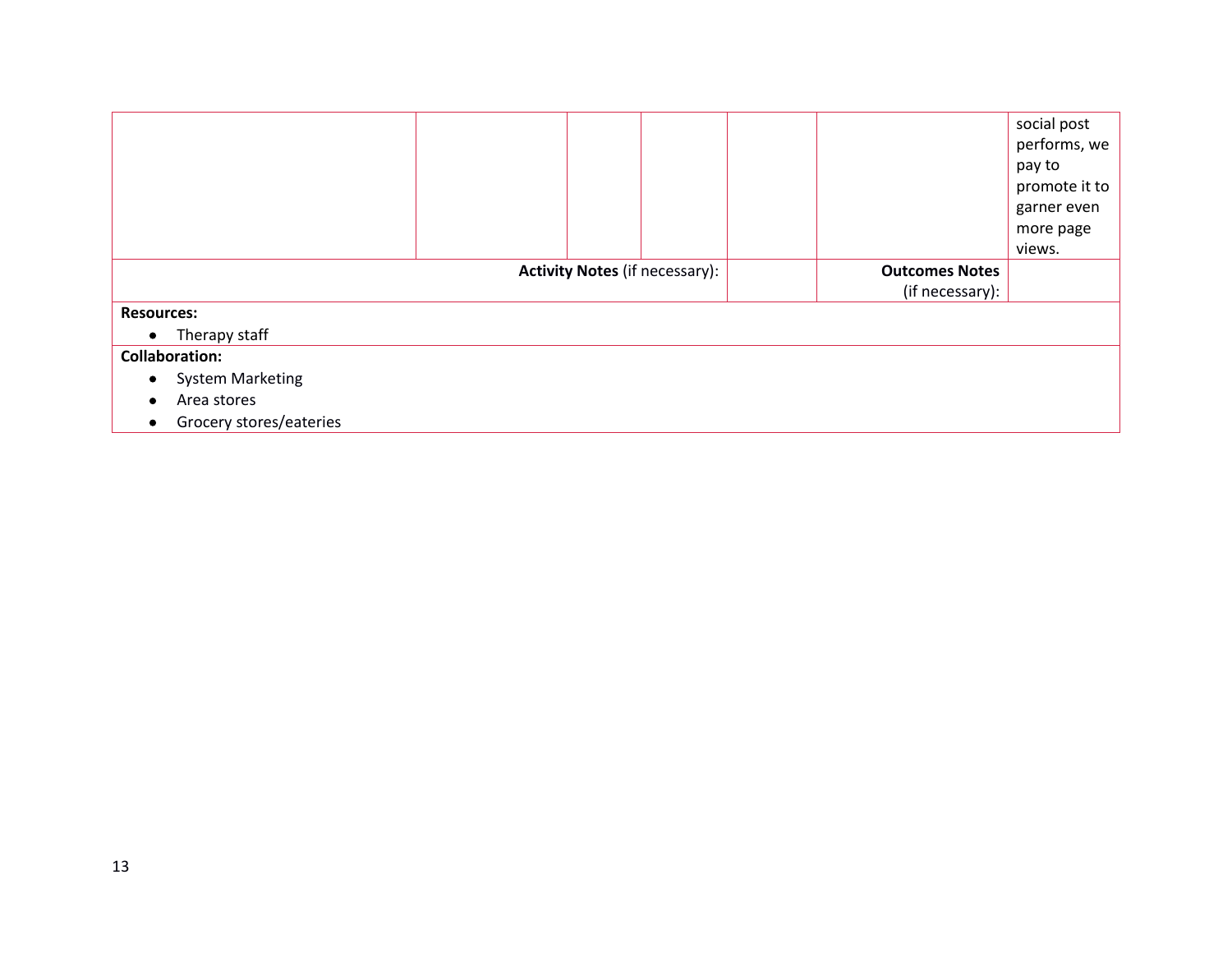| | | | | | | |
|---|---|---|---|---|---|---|
| | | | | | | social post performs, we pay to promote it to garner even more page views. |
| | | **Activity Notes** (if necessary): | | | **Outcomes Notes** (if necessary): | |

**Resources:**

- Therapy staff

**Collaboration:**

- System Marketing
- Area stores
- Grocery stores/eateries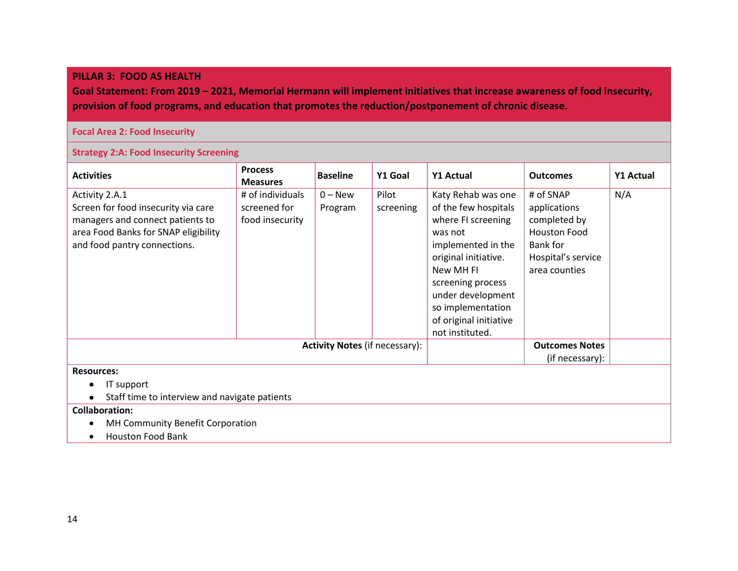## PILLAR 3: FOOD AS HEALTH

**Goal Statement: From 2019 – 2021, Memorial Hermann will implement initiatives that increase awareness of food insecurity, provision of food programs, and education that promotes the reduction/postponement of chronic disease.**

### Focal Area 2: Food Insecurity

#### Strategy 2:A: Food Insecurity Screening

| Activities | Process Measures | Baseline | Y1 Goal | Y1 Actual | Outcomes | Y1 Actual |
|---|---|---|---|---|---|---|
| Activity 2.A.1 Screen for food insecurity via care managers and connect patients to area Food Banks for SNAP eligibility and food pantry connections. | # of individuals screened for food insecurity | 0 – New Program | Pilot screening | Katy Rehab was one of the few hospitals where FI screening was not implemented in the original initiative. New MH FI screening process under development so implementation of original initiative not instituted. | # of SNAP applications completed by Houston Food Bank for Hospital's service area counties | N/A |
| | | | **Activity Notes** (if necessary): | | **Outcomes Notes** (if necessary): | |

**Resources:**

- IT support
- Staff time to interview and navigate patients

**Collaboration:**

- MH Community Benefit Corporation
- Houston Food Bank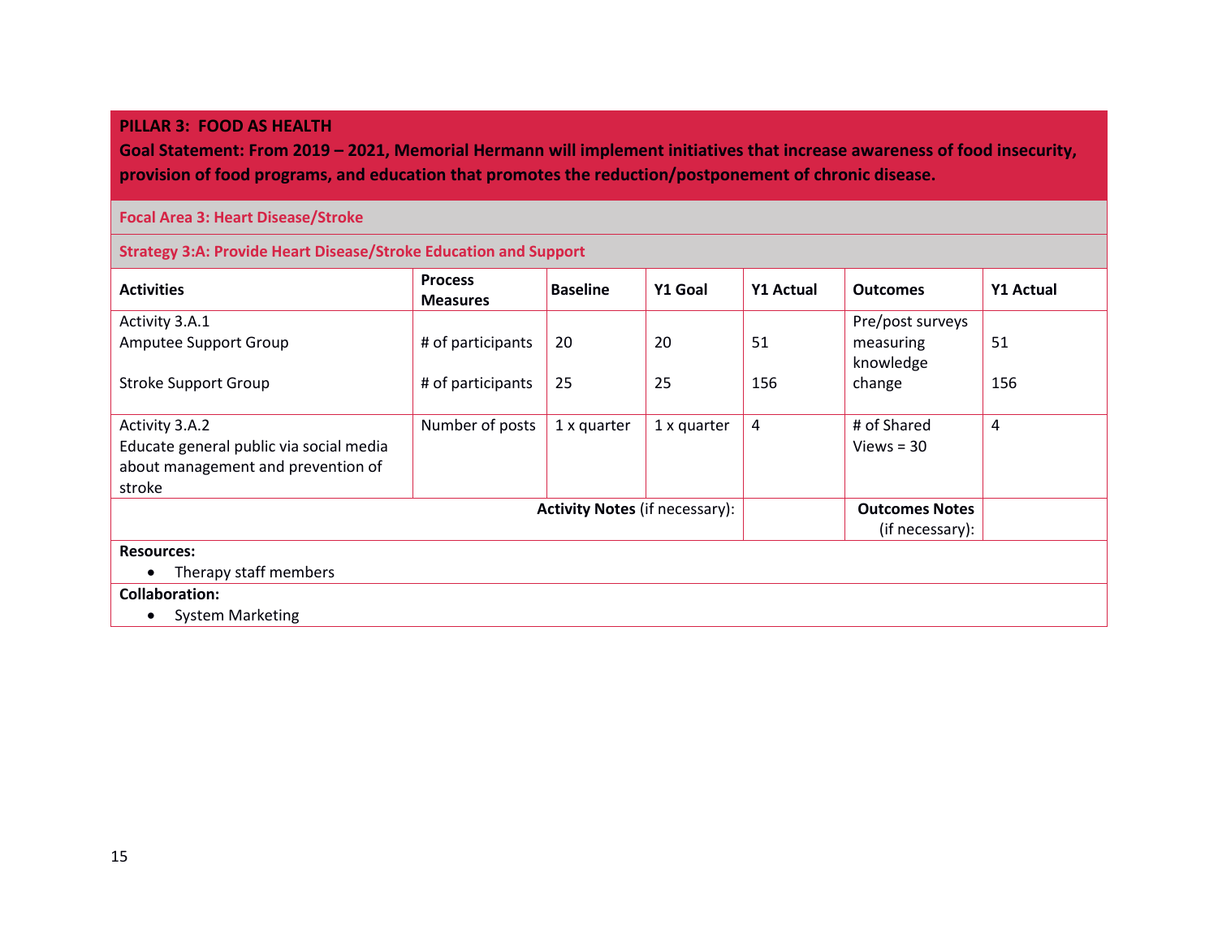## PILLAR 3: FOOD AS HEALTH

**Goal Statement: From 2019 – 2021, Memorial Hermann will implement initiatives that increase awareness of food insecurity, provision of food programs, and education that promotes the reduction/postponement of chronic disease.**

### Focal Area 3: Heart Disease/Stroke

### Strategy 3:A: Provide Heart Disease/Stroke Education and Support

| Activities | Process Measures | Baseline | Y1 Goal | Y1 Actual | Outcomes | Y1 Actual |
|---|---|---|---|---|---|---|
| Activity 3.A.1<br>Amputee Support Group<br><br>Stroke Support Group | # of participants<br><br># of participants | 20<br><br>25 | 20<br><br>25 | 51<br><br>156 | Pre/post surveys measuring knowledge change | 51<br><br>156 |
| Activity 3.A.2<br>Educate general public via social media about management and prevention of stroke | Number of posts | 1 x quarter | 1 x quarter | 4 | # of Shared Views = 30 | 4 |
| | | | **Activity Notes** (if necessary): | | **Outcomes Notes** (if necessary): | |

**Resources:**
- Therapy staff members

**Collaboration:**
- System Marketing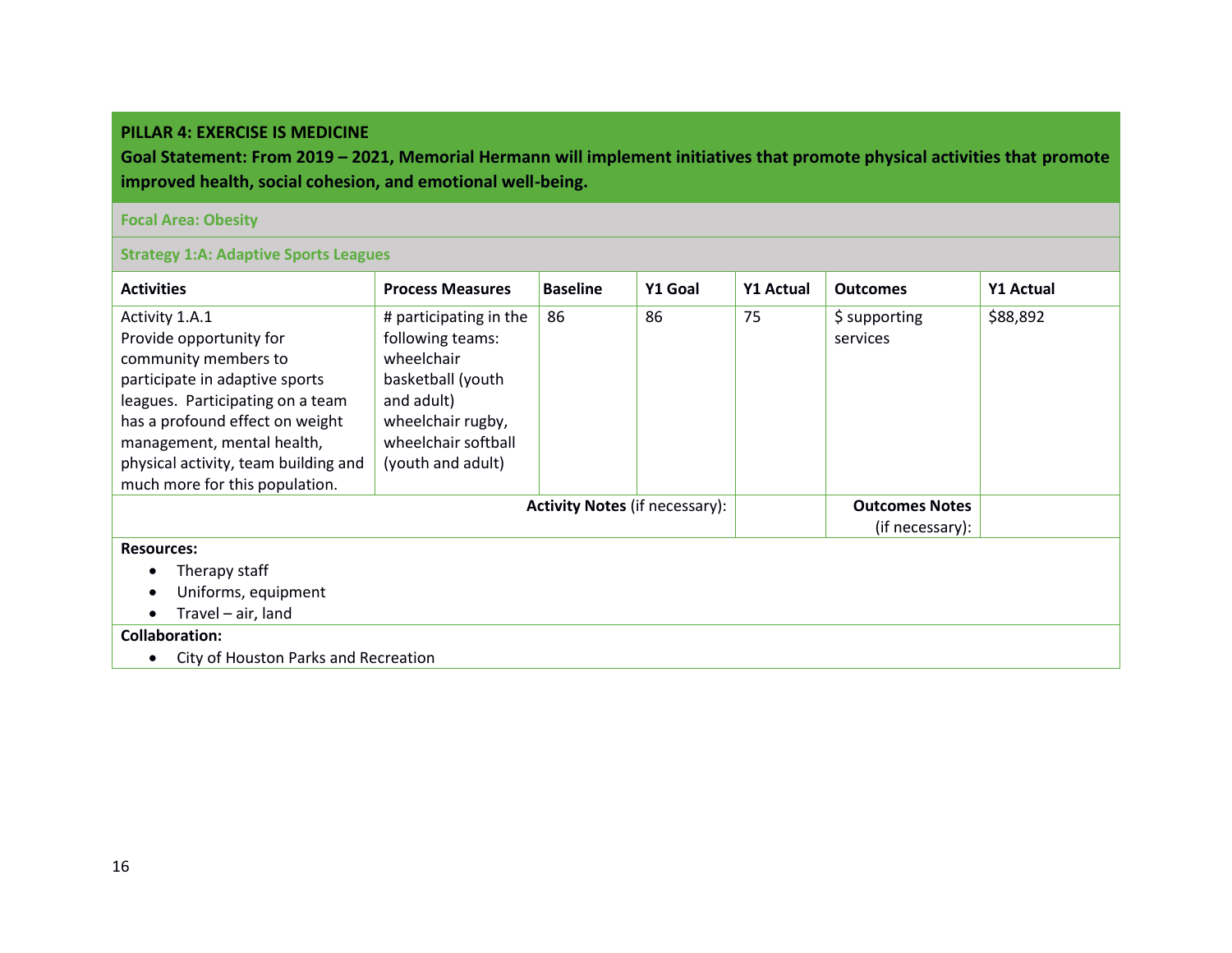**PILLAR 4: EXERCISE IS MEDICINE**

**Goal Statement: From 2019 – 2021, Memorial Hermann will implement initiatives that promote physical activities that promote improved health, social cohesion, and emotional well-being.**

**Focal Area: Obesity**

**Strategy 1:A: Adaptive Sports Leagues**

| Activities | Process Measures | Baseline | Y1 Goal | Y1 Actual | Outcomes | Y1 Actual |
|---|---|---|---|---|---|---|
| Activity 1.A.1 Provide opportunity for community members to participate in adaptive sports leagues. Participating on a team has a profound effect on weight management, mental health, physical activity, team building and much more for this population. | # participating in the following teams: wheelchair basketball (youth and adult) wheelchair rugby, wheelchair softball (youth and adult) | 86 | 86 | 75 | $ supporting services | $88,892 |
| | | | **Activity Notes** (if necessary): | | **Outcomes Notes** (if necessary): | |

**Resources:**

- Therapy staff
- Uniforms, equipment
- Travel – air, land

**Collaboration:**

- City of Houston Parks and Recreation